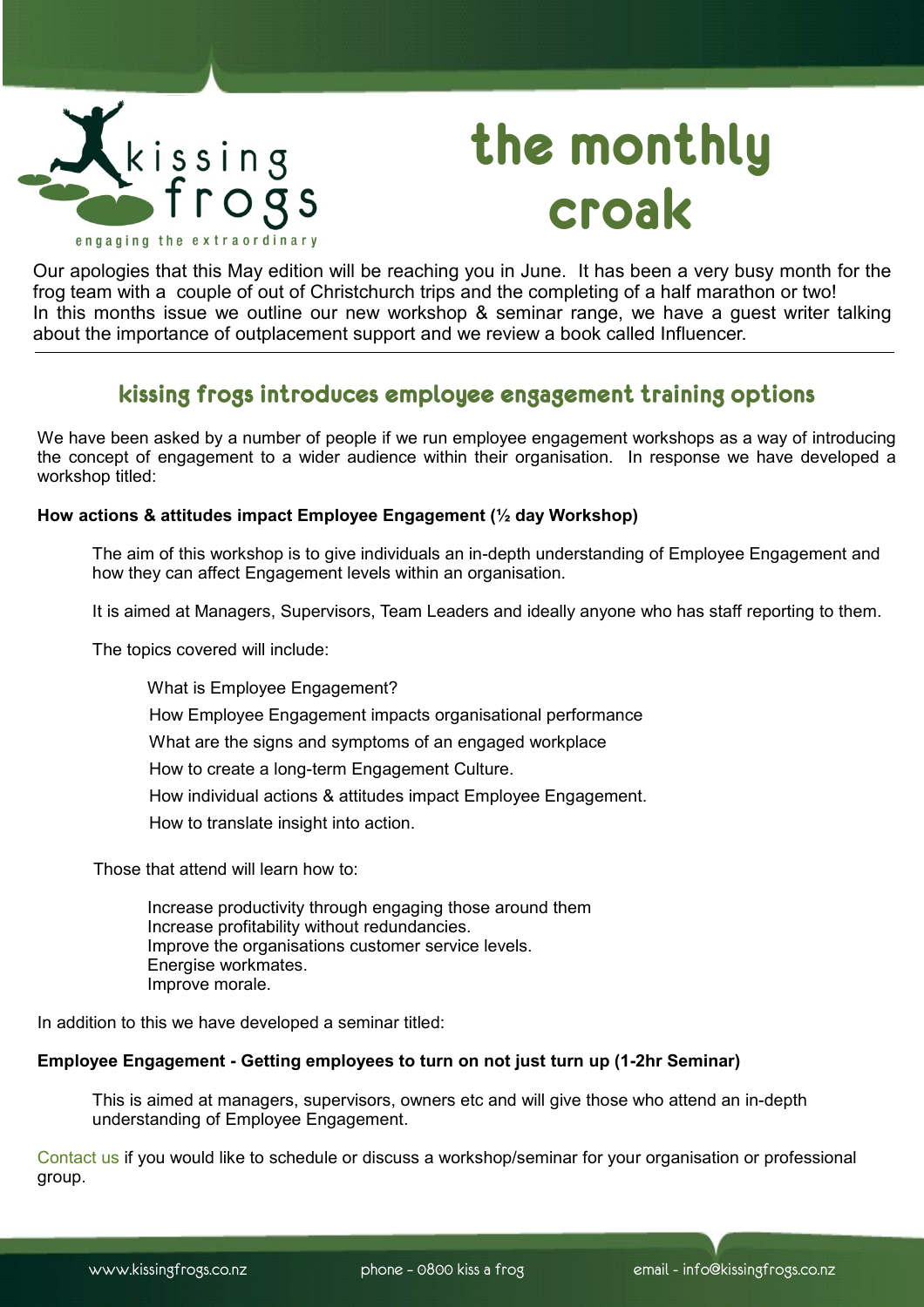kissing frogs

engaging the extraordinary

# the monthly croak

Our apologies that this May edition will be reaching you in June. It has been a very busy month for the frog team with a couple of out of Christchurch trips and the completing of a half marathon or two!
In this months issue we outline our new workshop & seminar range, we have a guest writer talking about the importance of outplacement support and we review a book called Influencer.

---

## kissing frogs introduces employee engagement training options

We have been asked by a number of people if we run employee engagement workshops as a way of introducing the concept of engagement to a wider audience within their organisation. In response we have developed a workshop titled:

**How actions & attitudes impact Employee Engagement (½ day Workshop)**

The aim of this workshop is to give individuals an in-depth understanding of Employee Engagement and how they can affect Engagement levels within an organisation.

It is aimed at Managers, Supervisors, Team Leaders and ideally anyone who has staff reporting to them.

The topics covered will include:

- What is Employee Engagement?
- How Employee Engagement impacts organisational performance
- What are the signs and symptoms of an engaged workplace
- How to create a long-term Engagement Culture.
- How individual actions & attitudes impact Employee Engagement.
- How to translate insight into action.

Those that attend will learn how to:

- Increase productivity through engaging those around them
- Increase profitability without redundancies.
- Improve the organisations customer service levels.
- Energise workmates.
- Improve morale.

In addition to this we have developed a seminar titled:

**Employee Engagement - Getting employees to turn on not just turn up (1-2hr Seminar)**

This is aimed at managers, supervisors, owners etc and will give those who attend an in-depth understanding of Employee Engagement.

Contact us if you would like to schedule or discuss a workshop/seminar for your organisation or professional group.

www.kissingfrogs.co.nz phone - 0800 kiss a frog email - info@kissingfrogs.co.nz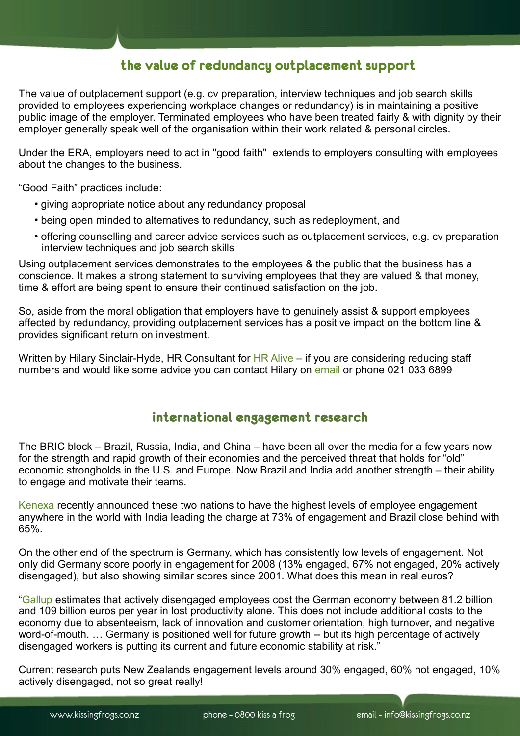## the value of redundancy outplacement support

The value of outplacement support (e.g. cv preparation, interview techniques and job search skills provided to employees experiencing workplace changes or redundancy) is in maintaining a positive public image of the employer. Terminated employees who have been treated fairly & with dignity by their employer generally speak well of the organisation within their work related & personal circles.

Under the ERA, employers need to act in "good faith"  extends to employers consulting with employees about the changes to the business.

"Good Faith" practices include:

- giving appropriate notice about any redundancy proposal
- being open minded to alternatives to redundancy, such as redeployment, and
- offering counselling and career advice services such as outplacement services, e.g. cv preparation interview techniques and job search skills

Using outplacement services demonstrates to the employees & the public that the business has a conscience. It makes a strong statement to surviving employees that they are valued & that money, time & effort are being spent to ensure their continued satisfaction on the job.

So, aside from the moral obligation that employers have to genuinely assist & support employees affected by redundancy, providing outplacement services has a positive impact on the bottom line & provides significant return on investment.

Written by Hilary Sinclair-Hyde, HR Consultant for HR Alive – if you are considering reducing staff numbers and would like some advice you can contact Hilary on email or phone 021 033 6899

---

## international engagement research

The BRIC block – Brazil, Russia, India, and China – have been all over the media for a few years now for the strength and rapid growth of their economies and the perceived threat that holds for "old" economic strongholds in the U.S. and Europe. Now Brazil and India add another strength – their ability to engage and motivate their teams.

Kenexa recently announced these two nations to have the highest levels of employee engagement anywhere in the world with India leading the charge at 73% of engagement and Brazil close behind with 65%.

On the other end of the spectrum is Germany, which has consistently low levels of engagement. Not only did Germany score poorly in engagement for 2008 (13% engaged, 67% not engaged, 20% actively disengaged), but also showing similar scores since 2001. What does this mean in real euros?

"Gallup estimates that actively disengaged employees cost the German economy between 81.2 billion and 109 billion euros per year in lost productivity alone. This does not include additional costs to the economy due to absenteeism, lack of innovation and customer orientation, high turnover, and negative word-of-mouth. … Germany is positioned well for future growth -- but its high percentage of actively disengaged workers is putting its current and future economic stability at risk."

Current research puts New Zealands engagement levels around 30% engaged, 60% not engaged, 10% actively disengaged, not so great really!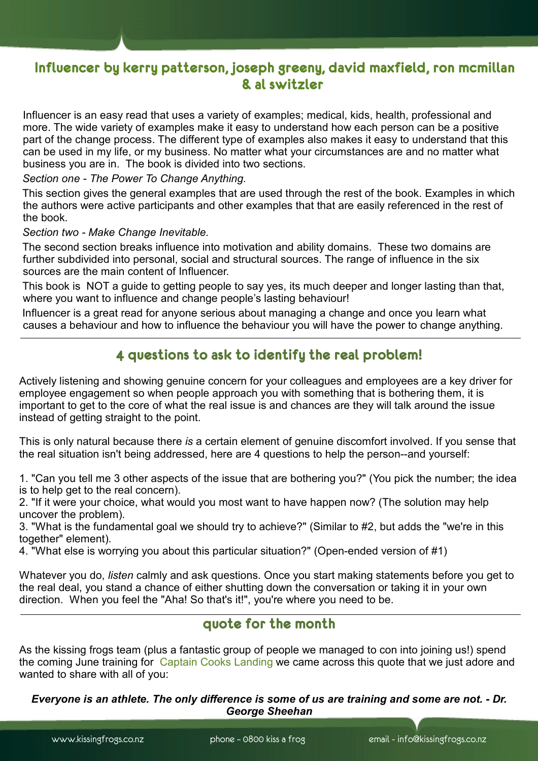## Influencer by kerry patterson, joseph greeny, david maxfield, ron mcmillan & al switzler

Influencer is an easy read that uses a variety of examples; medical, kids, health, professional and more. The wide variety of examples make it easy to understand how each person can be a positive part of the change process. The different type of examples also makes it easy to understand that this can be used in my life, or my business. No matter what your circumstances are and no matter what business you are in. The book is divided into two sections.

*Section one - The Power To Change Anything.*

This section gives the general examples that are used through the rest of the book. Examples in which the authors were active participants and other examples that that are easily referenced in the rest of the book.

*Section two - Make Change Inevitable.*

The second section breaks influence into motivation and ability domains. These two domains are further subdivided into personal, social and structural sources. The range of influence in the six sources are the main content of Influencer.

This book is NOT a guide to getting people to say yes, its much deeper and longer lasting than that, where you want to influence and change people's lasting behaviour!

Influencer is a great read for anyone serious about managing a change and once you learn what causes a behaviour and how to influence the behaviour you will have the power to change anything.

---

## 4 questions to ask to identify the real problem!

Actively listening and showing genuine concern for your colleagues and employees are a key driver for employee engagement so when people approach you with something that is bothering them, it is important to get to the core of what the real issue is and chances are they will talk around the issue instead of getting straight to the point.

This is only natural because there *is* a certain element of genuine discomfort involved. If you sense that the real situation isn't being addressed, here are 4 questions to help the person--and yourself:

1. "Can you tell me 3 other aspects of the issue that are bothering you?" (You pick the number; the idea is to help get to the real concern).
2. "If it were your choice, what would you most want to have happen now? (The solution may help uncover the problem).
3. "What is the fundamental goal we should try to achieve?" (Similar to #2, but adds the "we're in this together" element).
4. "What else is worrying you about this particular situation?" (Open-ended version of #1)

Whatever you do, *listen* calmly and ask questions. Once you start making statements before you get to the real deal, you stand a chance of either shutting down the conversation or taking it in your own direction. When you feel the "Aha! So that's it!", you're where you need to be.

---

## quote for the month

As the kissing frogs team (plus a fantastic group of people we managed to con into joining us!) spend the coming June training for Captain Cooks Landing we came across this quote that we just adore and wanted to share with all of you:

***Everyone is an athlete. The only difference is some of us are training and some are not. - Dr. George Sheehan***

www.kissingfrogs.co.nz phone - 0800 kiss a frog email - info@kissingfrogs.co.nz